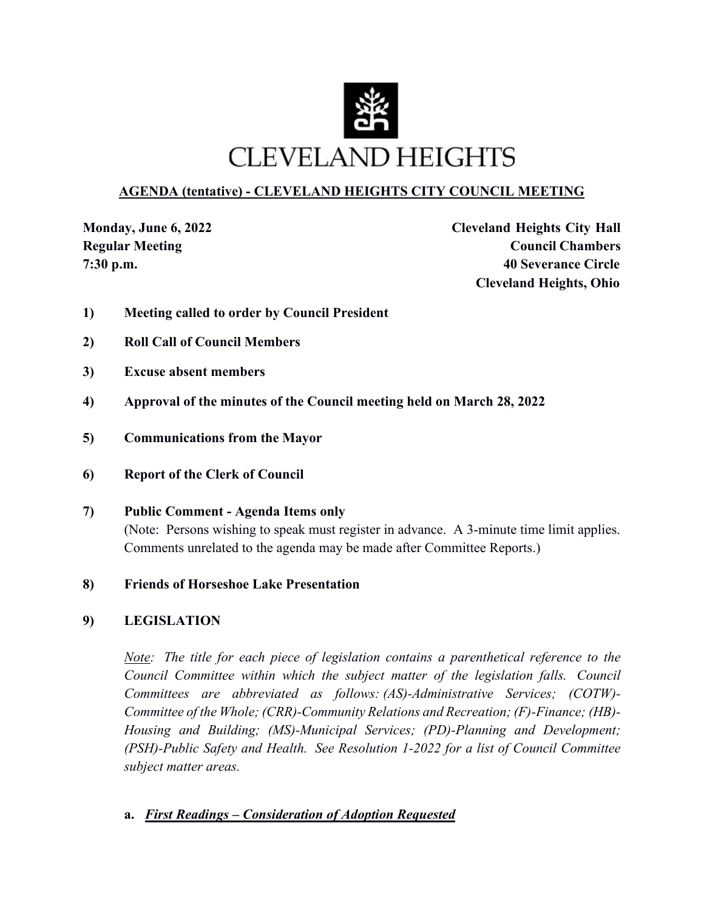# CLEVELAND HEIGHTS

## AGENDA (tentative) - CLEVELAND HEIGHTS CITY COUNCIL MEETING

**Monday, June 6, 2022**
**Regular Meeting**
**7:30 p.m.**

**Cleveland Heights City Hall**
**Council Chambers**
**40 Severance Circle**
**Cleveland Heights, Ohio**

**1) Meeting called to order by Council President**

**2) Roll Call of Council Members**

**3) Excuse absent members**

**4) Approval of the minutes of the Council meeting held on March 28, 2022**

**5) Communications from the Mayor**

**6) Report of the Clerk of Council**

**7) Public Comment - Agenda Items only**

(Note: Persons wishing to speak must register in advance. A 3-minute time limit applies. Comments unrelated to the agenda may be made after Committee Reports.)

**8) Friends of Horseshoe Lake Presentation**

**9) LEGISLATION**

*Note: The title for each piece of legislation contains a parenthetical reference to the Council Committee within which the subject matter of the legislation falls. Council Committees are abbreviated as follows: (AS)-Administrative Services; (COTW)-Committee of the Whole; (CRR)-Community Relations and Recreation; (F)-Finance; (HB)-Housing and Building; (MS)-Municipal Services; (PD)-Planning and Development; (PSH)-Public Safety and Health. See Resolution 1-2022 for a list of Council Committee subject matter areas.*

**a. *First Readings – Consideration of Adoption Requested***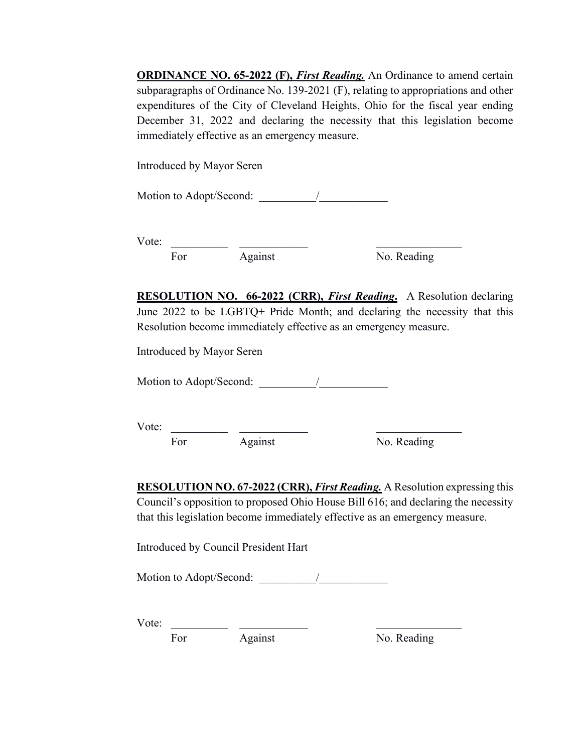**<u>ORDINANCE NO. 65-2022 (F),</u>** ***<u>First Reading.</u>*** An Ordinance to amend certain subparagraphs of Ordinance No. 139-2021 (F), relating to appropriations and other expenditures of the City of Cleveland Heights, Ohio for the fiscal year ending December 31, 2022 and declaring the necessity that this legislation become immediately effective as an emergency measure.

Introduced by Mayor Seren

Motion to Adopt/Second: __________/____________

Vote: __________ ____________ _______________

For Against No. Reading

**<u>RESOLUTION NO. 66-2022 (CRR),</u>** ***<u>First Reading</u>*****.** A Resolution declaring June 2022 to be LGBTQ+ Pride Month; and declaring the necessity that this Resolution become immediately effective as an emergency measure.

Introduced by Mayor Seren

Motion to Adopt/Second: __________/____________

Vote: __________ ____________ _______________

For Against No. Reading

**<u>RESOLUTION NO. 67-2022 (CRR),</u>** ***<u>First Reading.</u>*** A Resolution expressing this Council's opposition to proposed Ohio House Bill 616; and declaring the necessity that this legislation become immediately effective as an emergency measure.

Introduced by Council President Hart

Motion to Adopt/Second: __________/____________

Vote: __________ ____________ _______________

For Against No. Reading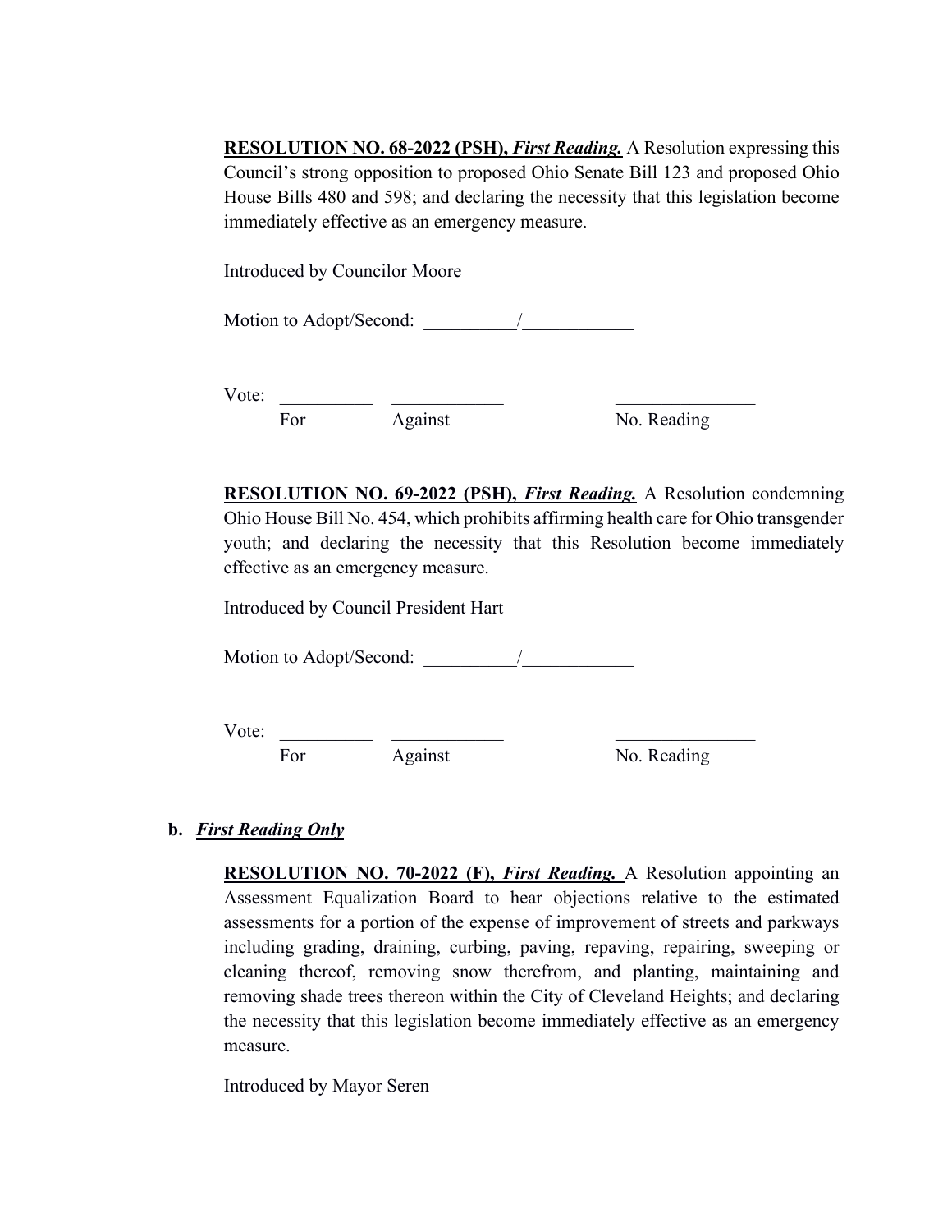**RESOLUTION NO. 68-2022 (PSH),** ***First Reading.*** A Resolution expressing this Council's strong opposition to proposed Ohio Senate Bill 123 and proposed Ohio House Bills 480 and 598; and declaring the necessity that this legislation become immediately effective as an emergency measure.

Introduced by Councilor Moore

Motion to Adopt/Second: __________/____________

Vote: __________ ____________ _______________

For Against No. Reading

**RESOLUTION NO. 69-2022 (PSH),** ***First Reading.*** A Resolution condemning Ohio House Bill No. 454, which prohibits affirming health care for Ohio transgender youth; and declaring the necessity that this Resolution become immediately effective as an emergency measure.

Introduced by Council President Hart

Motion to Adopt/Second: __________/____________

Vote: __________ ____________ _______________

For Against No. Reading

**b.** ***First Reading Only***

**RESOLUTION NO. 70-2022 (F),** ***First Reading.*** A Resolution appointing an Assessment Equalization Board to hear objections relative to the estimated assessments for a portion of the expense of improvement of streets and parkways including grading, draining, curbing, paving, repaving, repairing, sweeping or cleaning thereof, removing snow therefrom, and planting, maintaining and removing shade trees thereon within the City of Cleveland Heights; and declaring the necessity that this legislation become immediately effective as an emergency measure.

Introduced by Mayor Seren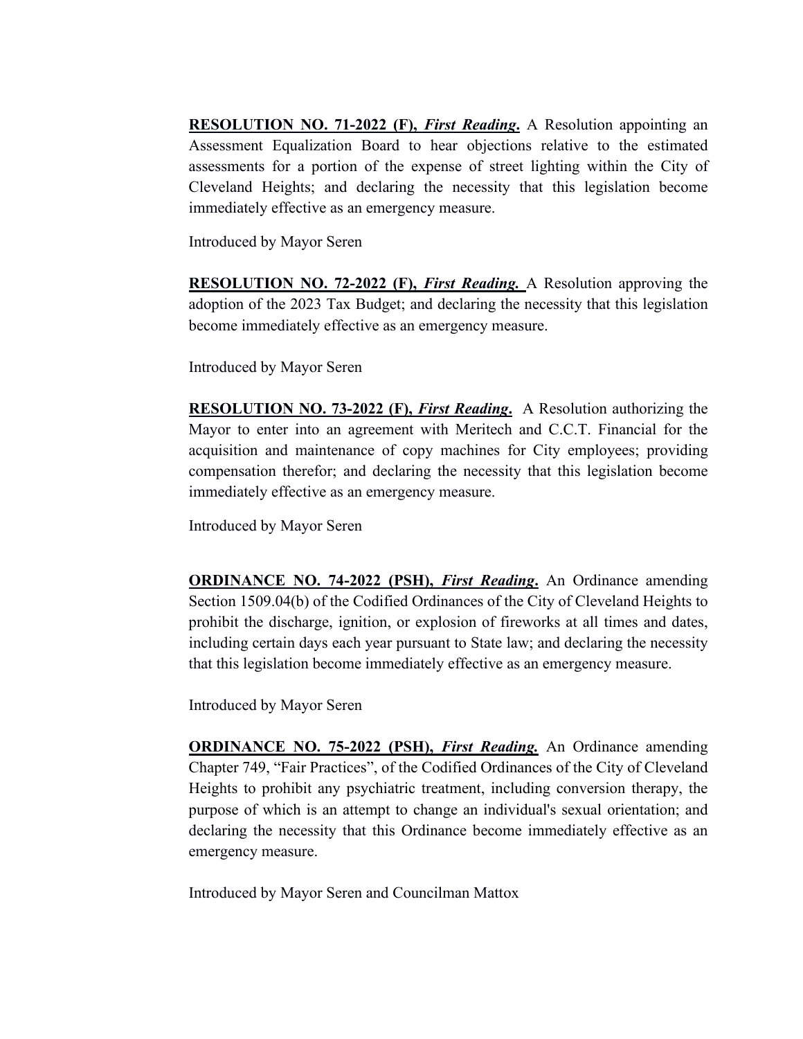**RESOLUTION NO. 71-2022 (F),** ***First Reading*****.** A Resolution appointing an Assessment Equalization Board to hear objections relative to the estimated assessments for a portion of the expense of street lighting within the City of Cleveland Heights; and declaring the necessity that this legislation become immediately effective as an emergency measure.

Introduced by Mayor Seren

**RESOLUTION NO. 72-2022 (F),** ***First Reading.*** A Resolution approving the adoption of the 2023 Tax Budget; and declaring the necessity that this legislation become immediately effective as an emergency measure.

Introduced by Mayor Seren

**RESOLUTION NO. 73-2022 (F),** ***First Reading*****.** A Resolution authorizing the Mayor to enter into an agreement with Meritech and C.C.T. Financial for the acquisition and maintenance of copy machines for City employees; providing compensation therefor; and declaring the necessity that this legislation become immediately effective as an emergency measure.

Introduced by Mayor Seren

**ORDINANCE NO. 74-2022 (PSH),** ***First Reading*****.** An Ordinance amending Section 1509.04(b) of the Codified Ordinances of the City of Cleveland Heights to prohibit the discharge, ignition, or explosion of fireworks at all times and dates, including certain days each year pursuant to State law; and declaring the necessity that this legislation become immediately effective as an emergency measure.

Introduced by Mayor Seren

**ORDINANCE NO. 75-2022 (PSH),** ***First Reading.*** An Ordinance amending Chapter 749, "Fair Practices", of the Codified Ordinances of the City of Cleveland Heights to prohibit any psychiatric treatment, including conversion therapy, the purpose of which is an attempt to change an individual's sexual orientation; and declaring the necessity that this Ordinance become immediately effective as an emergency measure.

Introduced by Mayor Seren and Councilman Mattox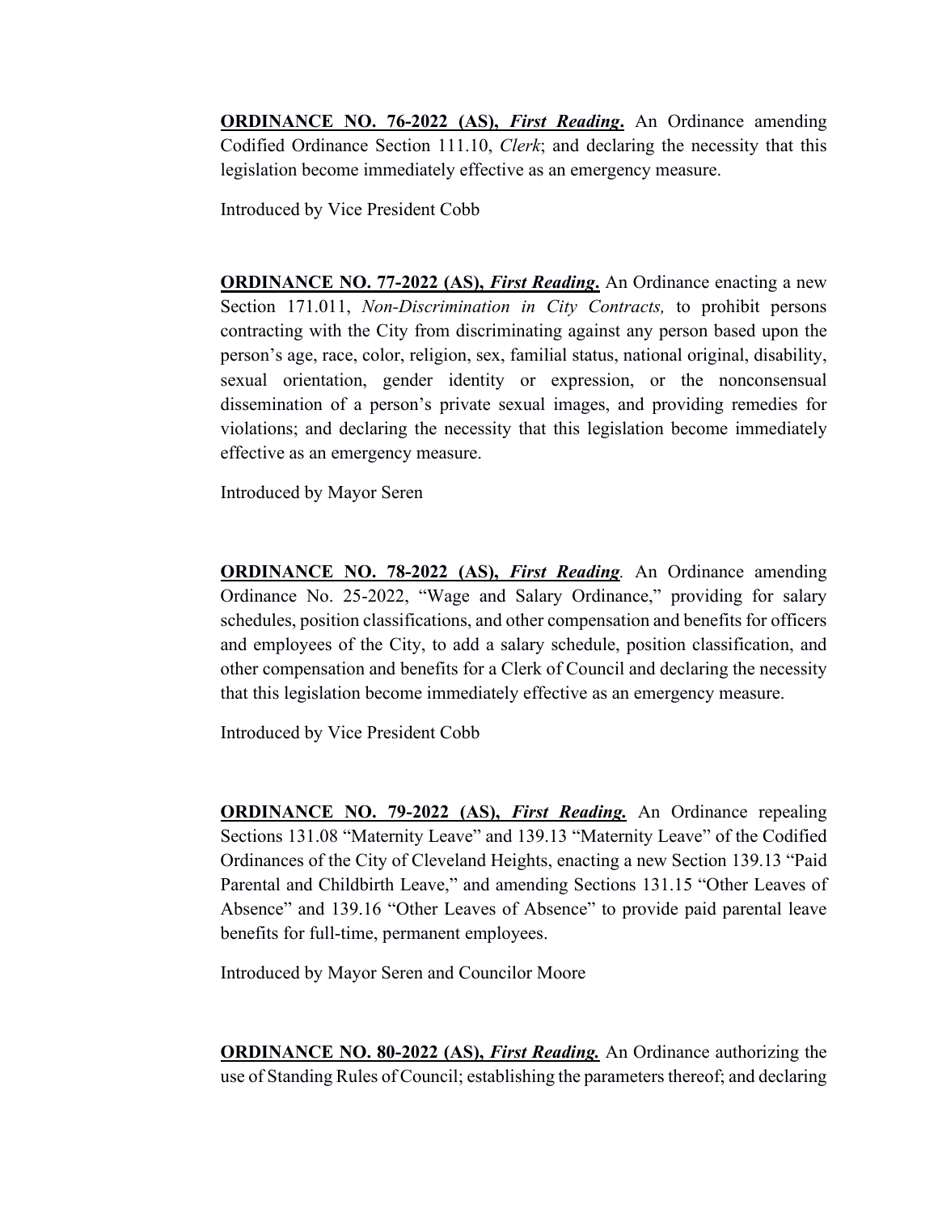**ORDINANCE NO. 76-2022 (AS), *First Reading*.** An Ordinance amending Codified Ordinance Section 111.10, *Clerk*; and declaring the necessity that this legislation become immediately effective as an emergency measure.

Introduced by Vice President Cobb

**ORDINANCE NO. 77-2022 (AS), *First Reading*.** An Ordinance enacting a new Section 171.011, *Non-Discrimination in City Contracts,* to prohibit persons contracting with the City from discriminating against any person based upon the person's age, race, color, religion, sex, familial status, national original, disability, sexual orientation, gender identity or expression, or the nonconsensual dissemination of a person's private sexual images, and providing remedies for violations; and declaring the necessity that this legislation become immediately effective as an emergency measure.

Introduced by Mayor Seren

**ORDINANCE NO. 78-2022 (AS), *First Reading*.** An Ordinance amending Ordinance No. 25-2022, "Wage and Salary Ordinance," providing for salary schedules, position classifications, and other compensation and benefits for officers and employees of the City, to add a salary schedule, position classification, and other compensation and benefits for a Clerk of Council and declaring the necessity that this legislation become immediately effective as an emergency measure.

Introduced by Vice President Cobb

**ORDINANCE NO. 79-2022 (AS), *First Reading.*** An Ordinance repealing Sections 131.08 "Maternity Leave" and 139.13 "Maternity Leave" of the Codified Ordinances of the City of Cleveland Heights, enacting a new Section 139.13 "Paid Parental and Childbirth Leave," and amending Sections 131.15 "Other Leaves of Absence" and 139.16 "Other Leaves of Absence" to provide paid parental leave benefits for full-time, permanent employees.

Introduced by Mayor Seren and Councilor Moore

**ORDINANCE NO. 80-2022 (AS), *First Reading.*** An Ordinance authorizing the use of Standing Rules of Council; establishing the parameters thereof; and declaring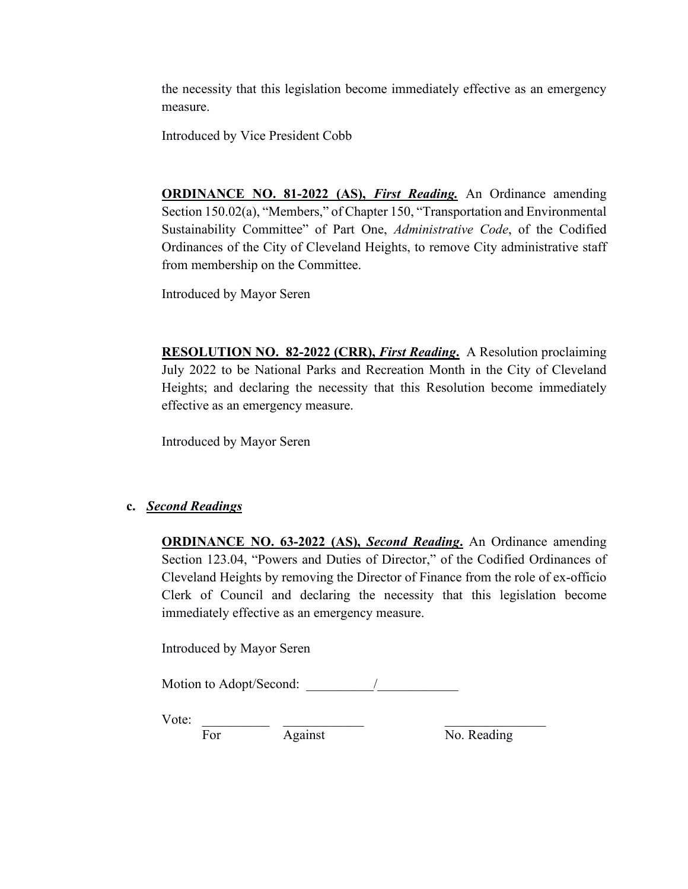the necessity that this legislation become immediately effective as an emergency measure.

Introduced by Vice President Cobb

**ORDINANCE NO. 81-2022 (AS),** ***First Reading.*** An Ordinance amending Section 150.02(a), "Members," of Chapter 150, "Transportation and Environmental Sustainability Committee" of Part One, *Administrative Code*, of the Codified Ordinances of the City of Cleveland Heights, to remove City administrative staff from membership on the Committee.

Introduced by Mayor Seren

**RESOLUTION NO. 82-2022 (CRR),** ***First Reading.*** A Resolution proclaiming July 2022 to be National Parks and Recreation Month in the City of Cleveland Heights; and declaring the necessity that this Resolution become immediately effective as an emergency measure.

Introduced by Mayor Seren

**c.** ***Second Readings***

**ORDINANCE NO. 63-2022 (AS),** ***Second Reading.*** An Ordinance amending Section 123.04, "Powers and Duties of Director," of the Codified Ordinances of Cleveland Heights by removing the Director of Finance from the role of ex-officio Clerk of Council and declaring the necessity that this legislation become immediately effective as an emergency measure.

Introduced by Mayor Seren

Motion to Adopt/Second: __________/____________

Vote: __________ ____________ _______________
For Against No. Reading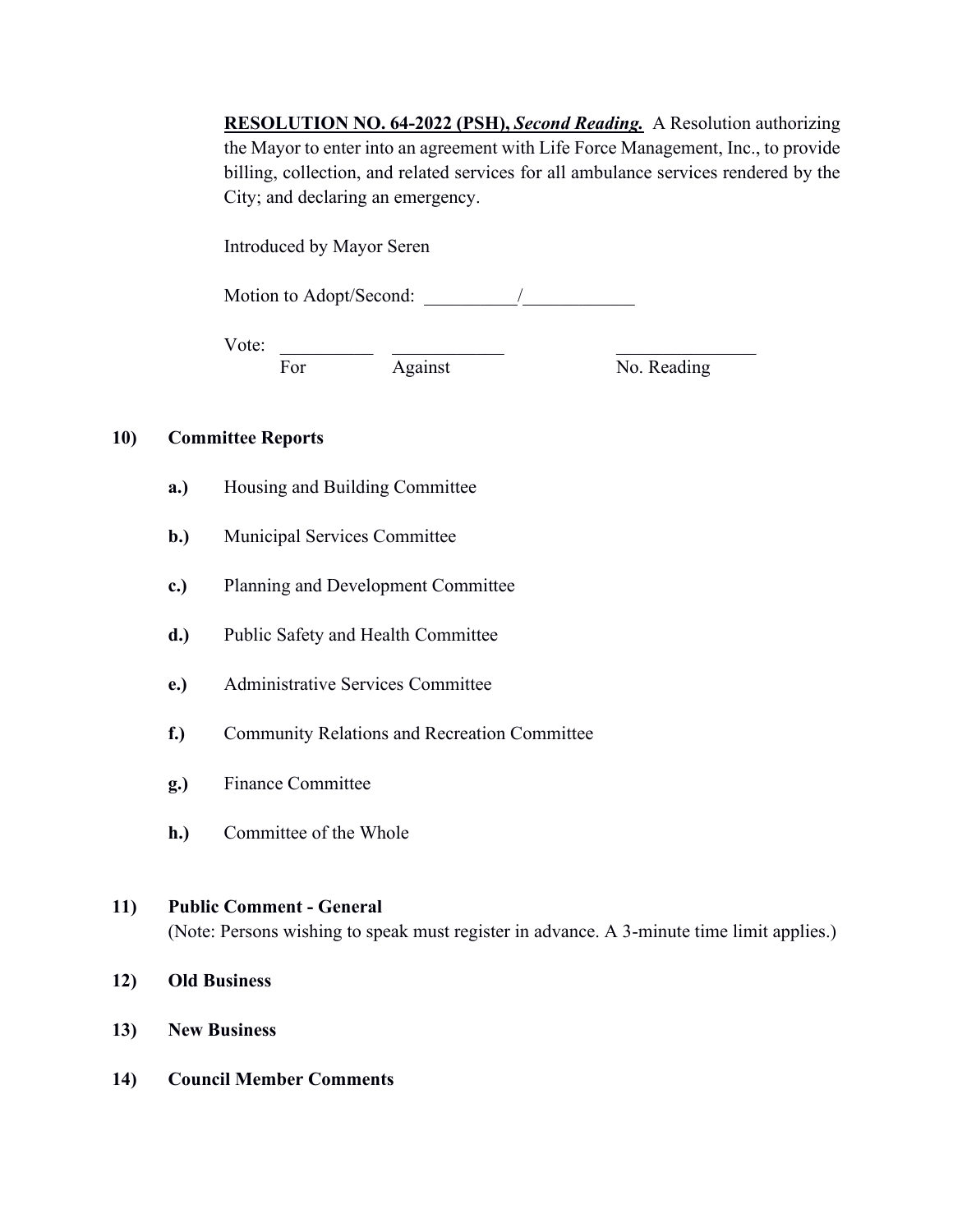**RESOLUTION NO. 64-2022 (PSH),** ***Second Reading.*** A Resolution authorizing the Mayor to enter into an agreement with Life Force Management, Inc., to provide billing, collection, and related services for all ambulance services rendered by the City; and declaring an emergency.

Introduced by Mayor Seren

Motion to Adopt/Second: __________/____________

Vote: __________ ____________ _______________
For Against No. Reading

**10) Committee Reports**

**a.)** Housing and Building Committee

**b.)** Municipal Services Committee

**c.)** Planning and Development Committee

**d.)** Public Safety and Health Committee

**e.)** Administrative Services Committee

**f.)** Community Relations and Recreation Committee

**g.)** Finance Committee

**h.)** Committee of the Whole

**11) Public Comment - General**
(Note: Persons wishing to speak must register in advance. A 3-minute time limit applies.)

**12) Old Business**

**13) New Business**

**14) Council Member Comments**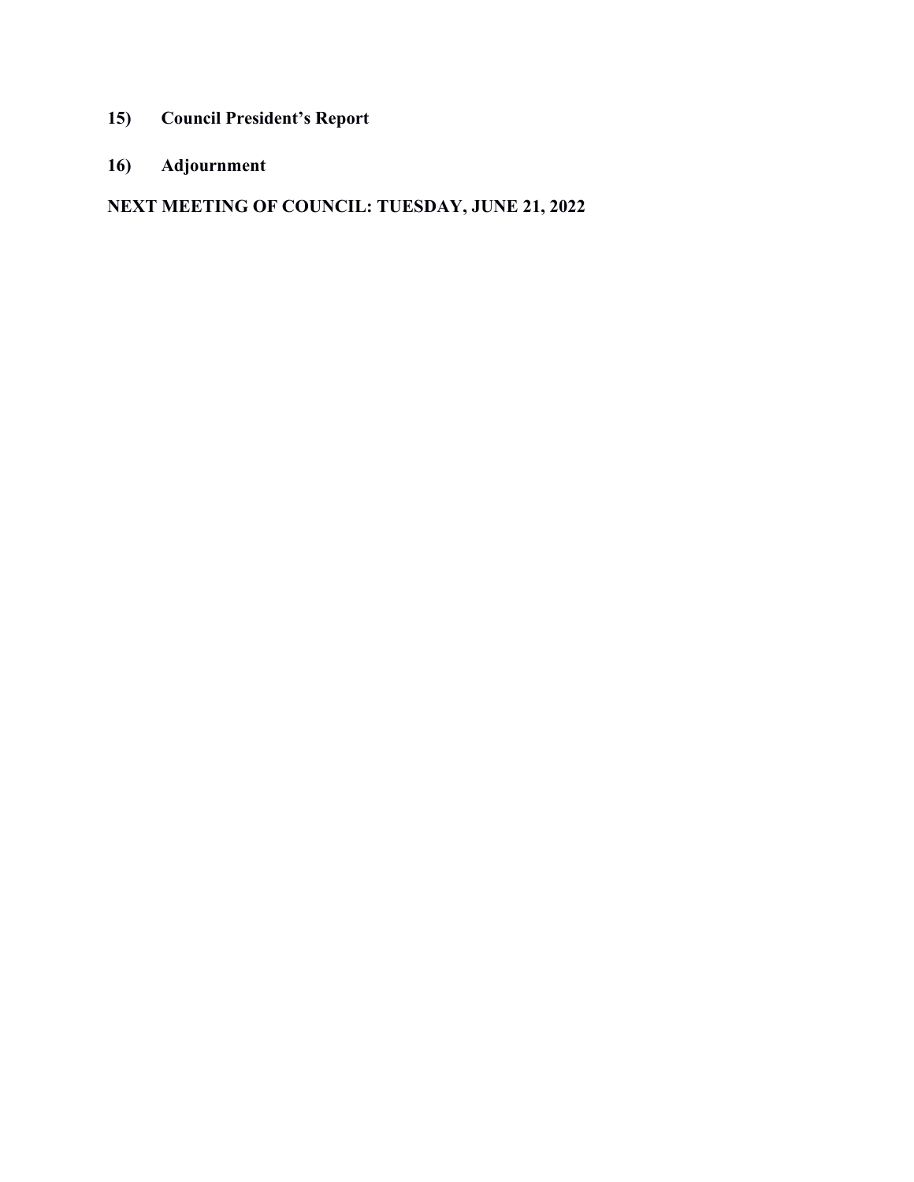**15) Council President's Report**

**16) Adjournment**

**NEXT MEETING OF COUNCIL: TUESDAY, JUNE 21, 2022**